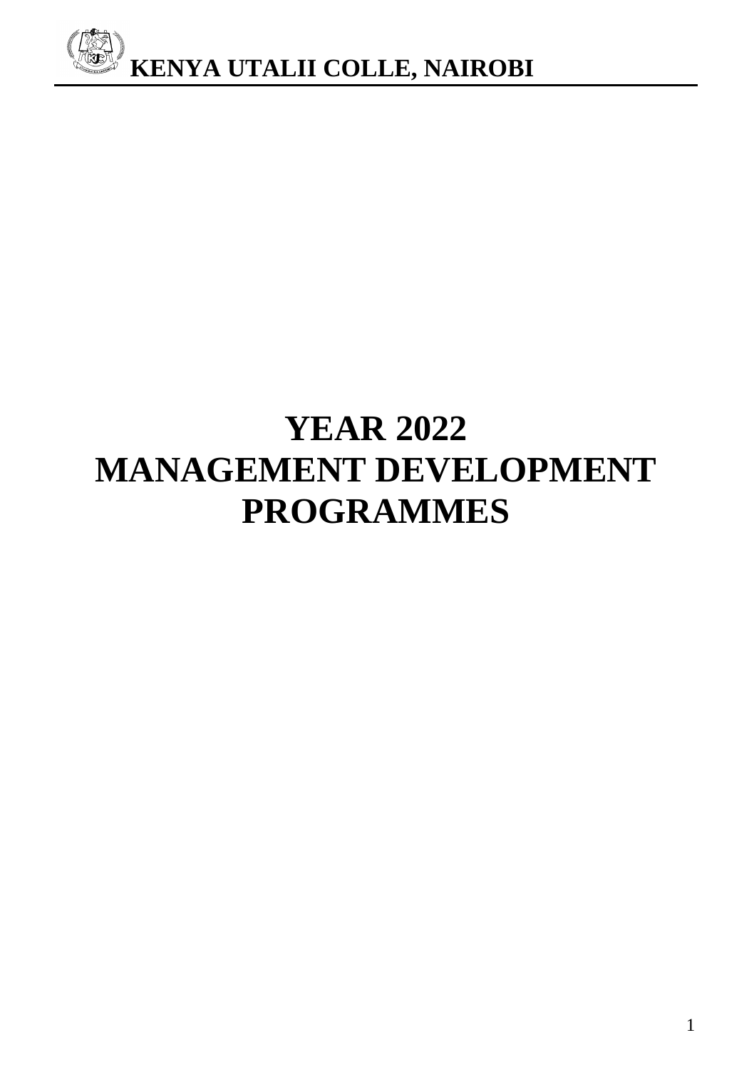# YEAR 2022
# MANAGEMENT DEVELOPMENT PROGRAMMES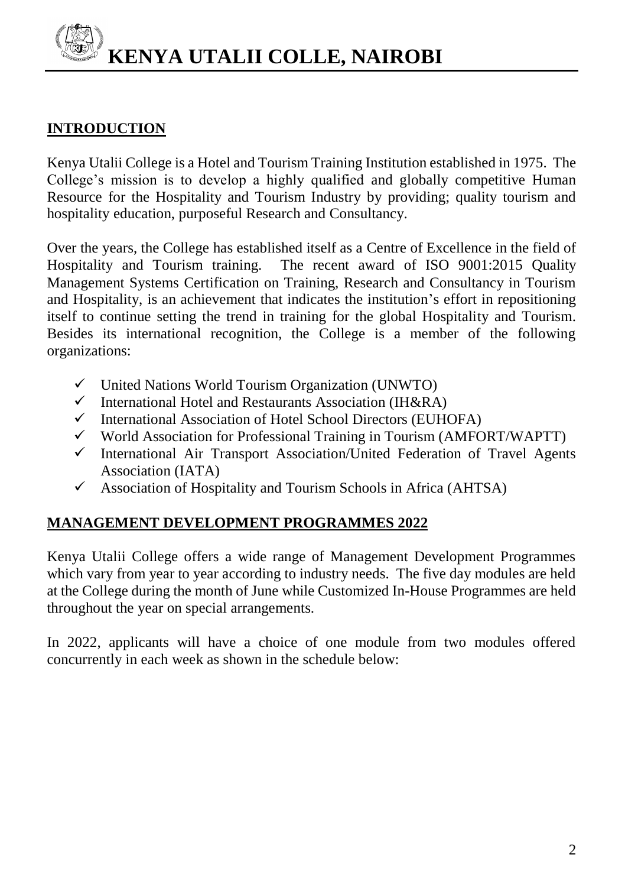# KENYA UTALII COLLE, NAIROBI

## INTRODUCTION

Kenya Utalii College is a Hotel and Tourism Training Institution established in 1975. The College's mission is to develop a highly qualified and globally competitive Human Resource for the Hospitality and Tourism Industry by providing; quality tourism and hospitality education, purposeful Research and Consultancy.

Over the years, the College has established itself as a Centre of Excellence in the field of Hospitality and Tourism training. The recent award of ISO 9001:2015 Quality Management Systems Certification on Training, Research and Consultancy in Tourism and Hospitality, is an achievement that indicates the institution's effort in repositioning itself to continue setting the trend in training for the global Hospitality and Tourism. Besides its international recognition, the College is a member of the following organizations:

- ✓ United Nations World Tourism Organization (UNWTO)
- ✓ International Hotel and Restaurants Association (IH&RA)
- ✓ International Association of Hotel School Directors (EUHOFA)
- ✓ World Association for Professional Training in Tourism (AMFORT/WAPTT)
- ✓ International Air Transport Association/United Federation of Travel Agents Association (IATA)
- ✓ Association of Hospitality and Tourism Schools in Africa (AHTSA)

## MANAGEMENT DEVELOPMENT PROGRAMMES 2022

Kenya Utalii College offers a wide range of Management Development Programmes which vary from year to year according to industry needs. The five day modules are held at the College during the month of June while Customized In-House Programmes are held throughout the year on special arrangements.

In 2022, applicants will have a choice of one module from two modules offered concurrently in each week as shown in the schedule below: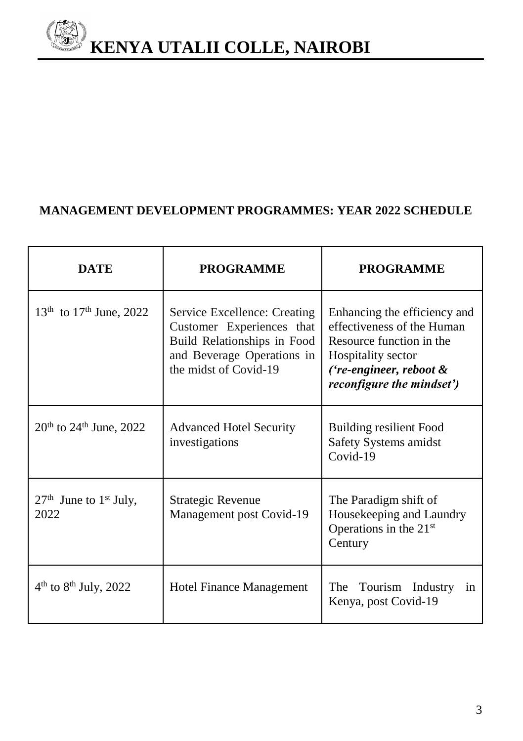# KENYA UTALII COLLE, NAIROBI

## MANAGEMENT DEVELOPMENT PROGRAMMES: YEAR 2022 SCHEDULE

| DATE | PROGRAMME | PROGRAMME |
|---|---|---|
| 13th to 17th June, 2022 | Service Excellence: Creating Customer Experiences that Build Relationships in Food and Beverage Operations in the midst of Covid-19 | Enhancing the efficiency and effectiveness of the Human Resource function in the Hospitality sector ***('re-engineer, reboot & reconfigure the mindset')*** |
| 20th to 24th June, 2022 | Advanced Hotel Security investigations | Building resilient Food Safety Systems amidst Covid-19 |
| 27th June to 1st July, 2022 | Strategic Revenue Management post Covid-19 | The Paradigm shift of Housekeeping and Laundry Operations in the 21st Century |
| 4th to 8th July, 2022 | Hotel Finance Management | The Tourism Industry in Kenya, post Covid-19 |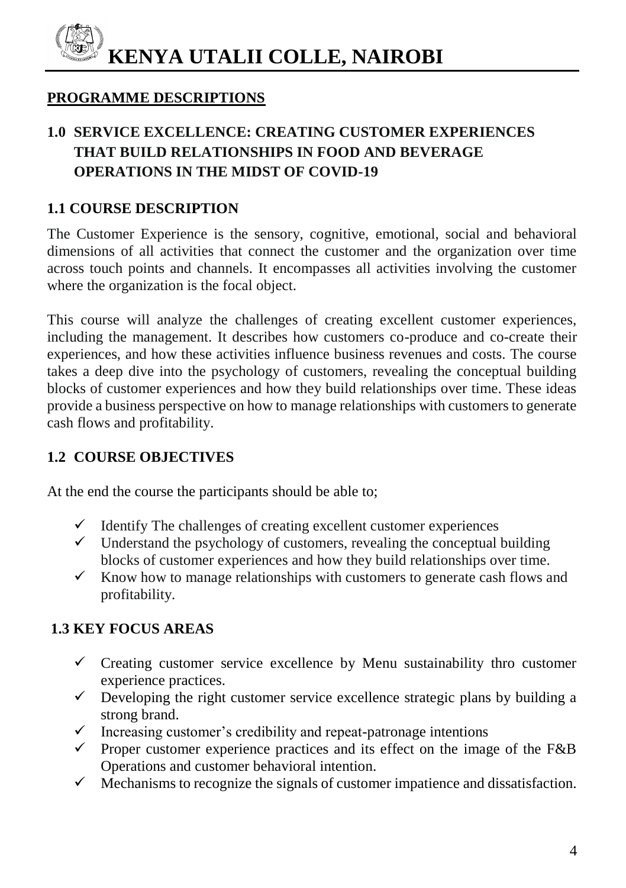# KENYA UTALII COLLE, NAIROBI

## PROGRAMME DESCRIPTIONS

## 1.0 SERVICE EXCELLENCE: CREATING CUSTOMER EXPERIENCES THAT BUILD RELATIONSHIPS IN FOOD AND BEVERAGE OPERATIONS IN THE MIDST OF COVID-19

### 1.1 COURSE DESCRIPTION

The Customer Experience is the sensory, cognitive, emotional, social and behavioral dimensions of all activities that connect the customer and the organization over time across touch points and channels. It encompasses all activities involving the customer where the organization is the focal object.

This course will analyze the challenges of creating excellent customer experiences, including the management. It describes how customers co-produce and co-create their experiences, and how these activities influence business revenues and costs. The course takes a deep dive into the psychology of customers, revealing the conceptual building blocks of customer experiences and how they build relationships over time. These ideas provide a business perspective on how to manage relationships with customers to generate cash flows and profitability.

### 1.2 COURSE OBJECTIVES

At the end the course the participants should be able to;

- ✓ Identify The challenges of creating excellent customer experiences
- ✓ Understand the psychology of customers, revealing the conceptual building blocks of customer experiences and how they build relationships over time.
- ✓ Know how to manage relationships with customers to generate cash flows and profitability.

### 1.3 KEY FOCUS AREAS

- ✓ Creating customer service excellence by Menu sustainability thro customer experience practices.
- ✓ Developing the right customer service excellence strategic plans by building a strong brand.
- ✓ Increasing customer's credibility and repeat-patronage intentions
- ✓ Proper customer experience practices and its effect on the image of the F&B Operations and customer behavioral intention.
- ✓ Mechanisms to recognize the signals of customer impatience and dissatisfaction.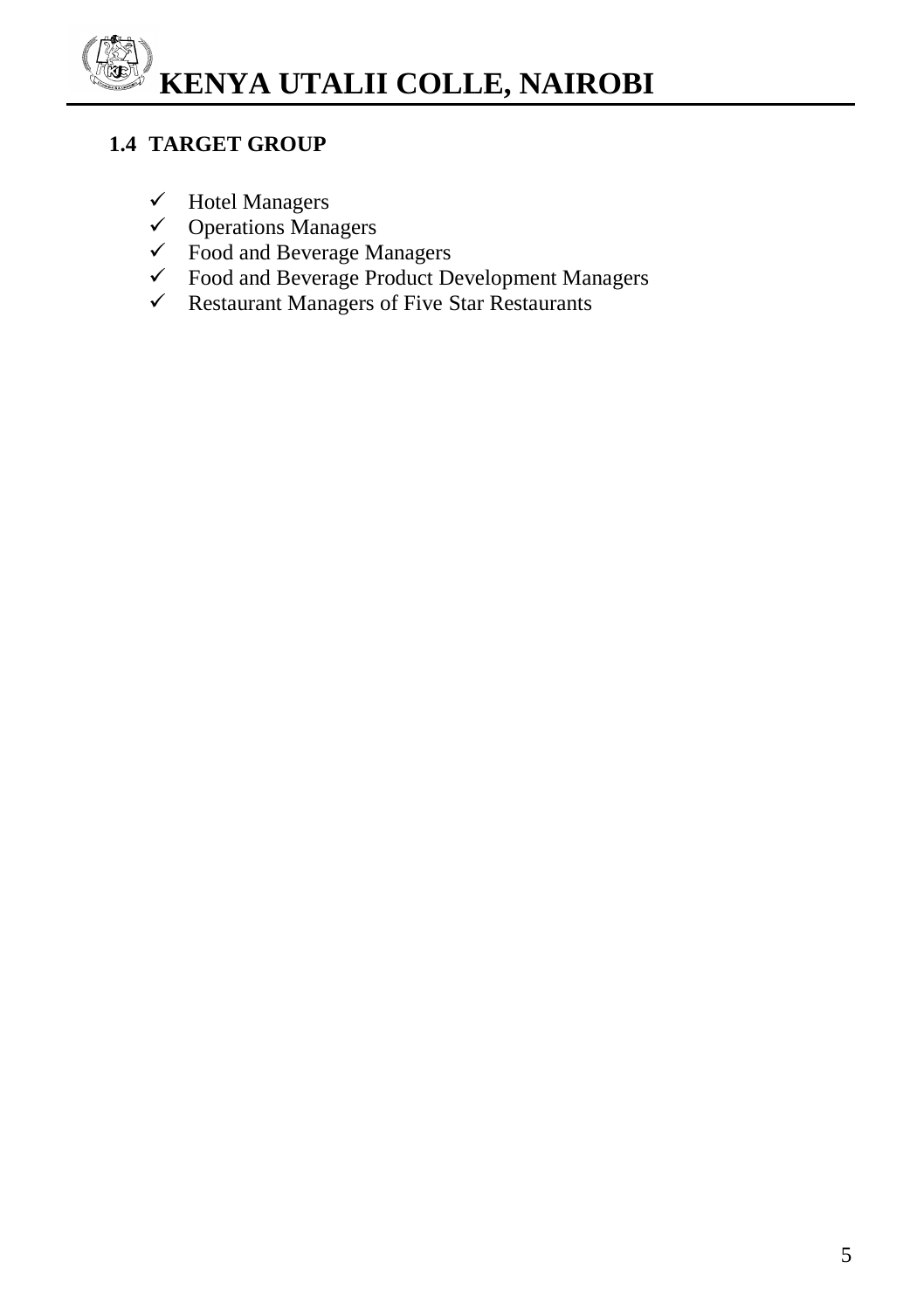## 1.4 TARGET GROUP

- ✓ Hotel Managers
- ✓ Operations Managers
- ✓ Food and Beverage Managers
- ✓ Food and Beverage Product Development Managers
- ✓ Restaurant Managers of Five Star Restaurants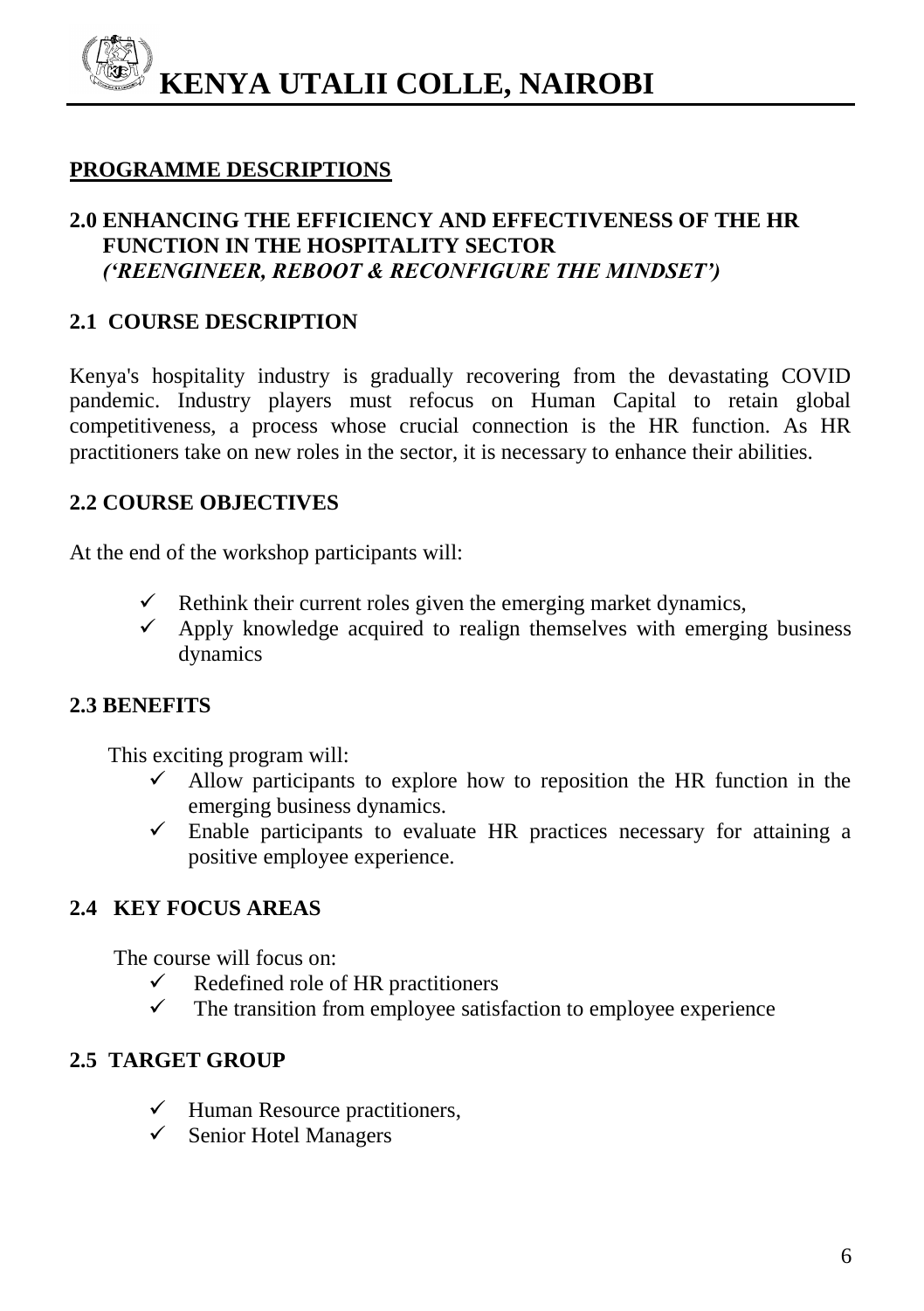## PROGRAMME DESCRIPTIONS

### 2.0 ENHANCING THE EFFICIENCY AND EFFECTIVENESS OF THE HR FUNCTION IN THE HOSPITALITY SECTOR
***('REENGINEER, REBOOT & RECONFIGURE THE MINDSET')***

### 2.1 COURSE DESCRIPTION

Kenya's hospitality industry is gradually recovering from the devastating COVID pandemic. Industry players must refocus on Human Capital to retain global competitiveness, a process whose crucial connection is the HR function. As HR practitioners take on new roles in the sector, it is necessary to enhance their abilities.

### 2.2 COURSE OBJECTIVES

At the end of the workshop participants will:

- ✓ Rethink their current roles given the emerging market dynamics,
- ✓ Apply knowledge acquired to realign themselves with emerging business dynamics

### 2.3 BENEFITS

This exciting program will:

- ✓ Allow participants to explore how to reposition the HR function in the emerging business dynamics.
- ✓ Enable participants to evaluate HR practices necessary for attaining a positive employee experience.

### 2.4 KEY FOCUS AREAS

The course will focus on:

- ✓ Redefined role of HR practitioners
- ✓ The transition from employee satisfaction to employee experience

### 2.5 TARGET GROUP

- ✓ Human Resource practitioners,
- ✓ Senior Hotel Managers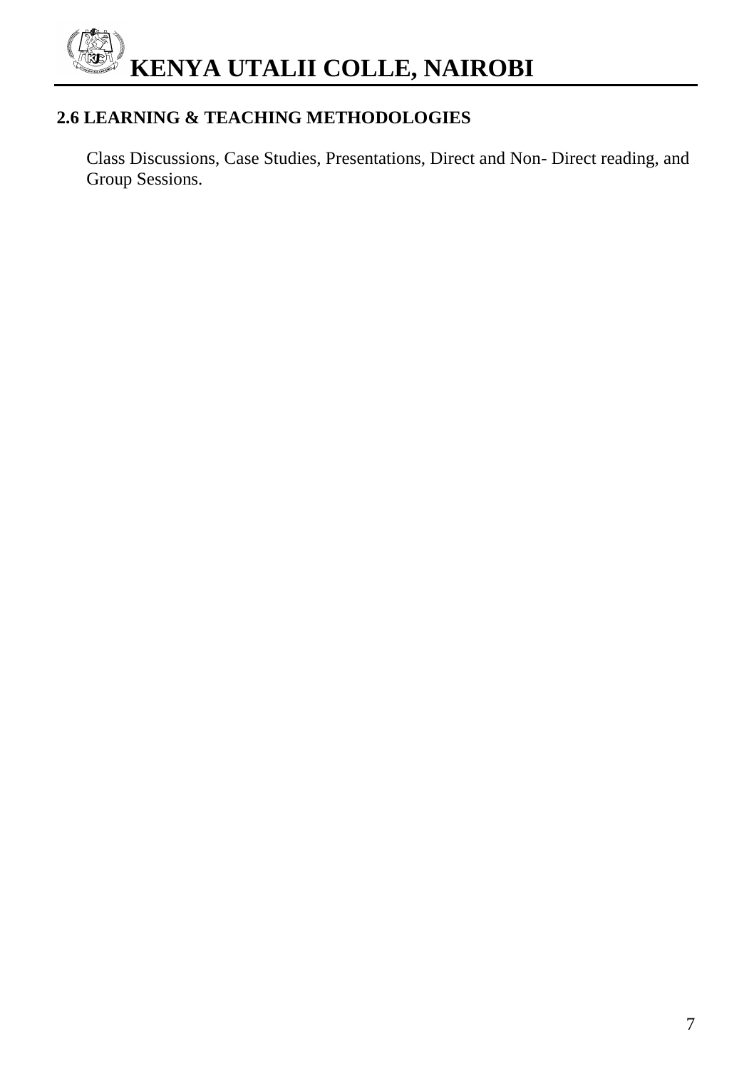## 2.6 LEARNING & TEACHING METHODOLOGIES

Class Discussions, Case Studies, Presentations, Direct and Non- Direct reading, and Group Sessions.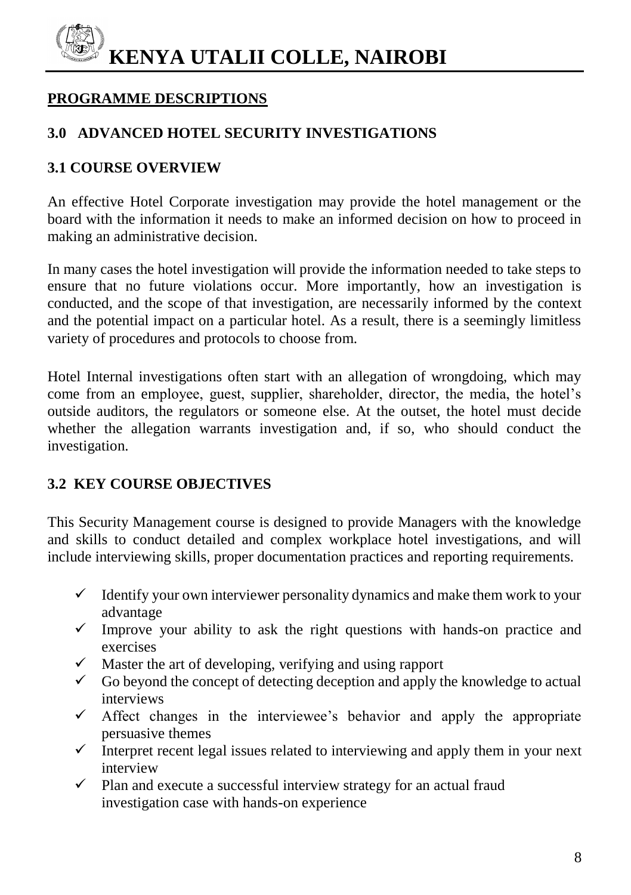# KENYA UTALII COLLE, NAIROBI

## PROGRAMME DESCRIPTIONS

## 3.0 ADVANCED HOTEL SECURITY INVESTIGATIONS

### 3.1 COURSE OVERVIEW

An effective Hotel Corporate investigation may provide the hotel management or the board with the information it needs to make an informed decision on how to proceed in making an administrative decision.

In many cases the hotel investigation will provide the information needed to take steps to ensure that no future violations occur. More importantly, how an investigation is conducted, and the scope of that investigation, are necessarily informed by the context and the potential impact on a particular hotel. As a result, there is a seemingly limitless variety of procedures and protocols to choose from.

Hotel Internal investigations often start with an allegation of wrongdoing, which may come from an employee, guest, supplier, shareholder, director, the media, the hotel's outside auditors, the regulators or someone else. At the outset, the hotel must decide whether the allegation warrants investigation and, if so, who should conduct the investigation.

### 3.2 KEY COURSE OBJECTIVES

This Security Management course is designed to provide Managers with the knowledge and skills to conduct detailed and complex workplace hotel investigations, and will include interviewing skills, proper documentation practices and reporting requirements.

- ✓ Identify your own interviewer personality dynamics and make them work to your advantage
- ✓ Improve your ability to ask the right questions with hands-on practice and exercises
- ✓ Master the art of developing, verifying and using rapport
- ✓ Go beyond the concept of detecting deception and apply the knowledge to actual interviews
- ✓ Affect changes in the interviewee's behavior and apply the appropriate persuasive themes
- ✓ Interpret recent legal issues related to interviewing and apply them in your next interview
- ✓ Plan and execute a successful interview strategy for an actual fraud investigation case with hands-on experience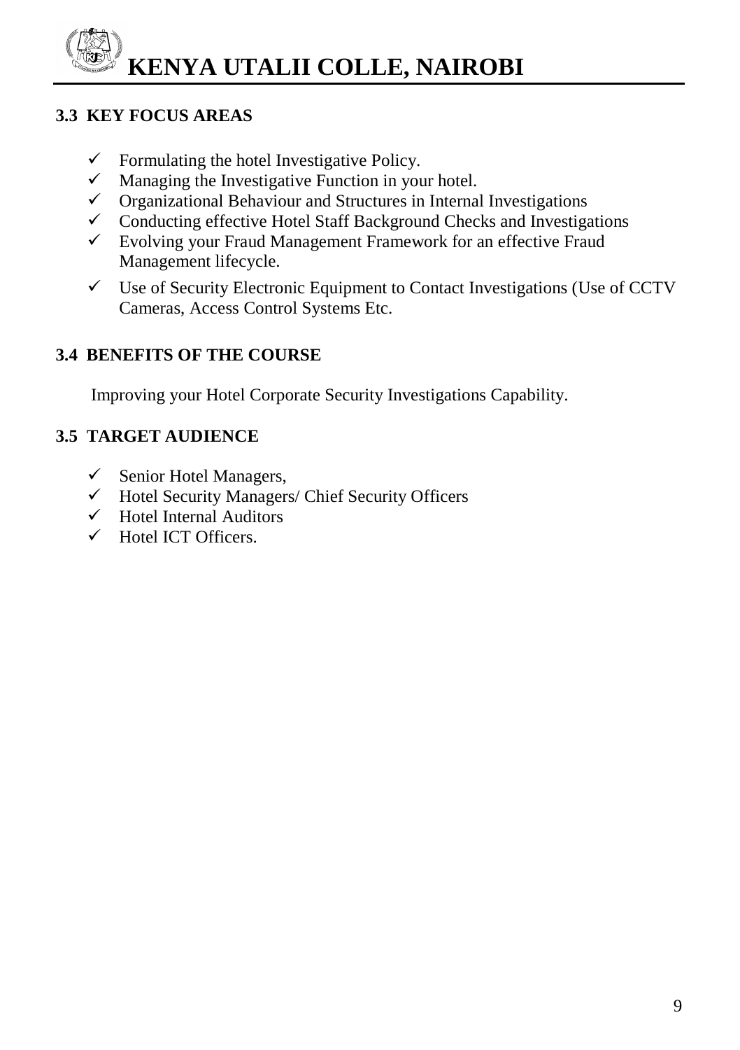### 3.3 KEY FOCUS AREAS

- ✓ Formulating the hotel Investigative Policy.
- ✓ Managing the Investigative Function in your hotel.
- ✓ Organizational Behaviour and Structures in Internal Investigations
- ✓ Conducting effective Hotel Staff Background Checks and Investigations
- ✓ Evolving your Fraud Management Framework for an effective Fraud Management lifecycle.
- ✓ Use of Security Electronic Equipment to Contact Investigations (Use of CCTV Cameras, Access Control Systems Etc.

### 3.4 BENEFITS OF THE COURSE

Improving your Hotel Corporate Security Investigations Capability.

### 3.5 TARGET AUDIENCE

- ✓ Senior Hotel Managers,
- ✓ Hotel Security Managers/ Chief Security Officers
- ✓ Hotel Internal Auditors
- ✓ Hotel ICT Officers.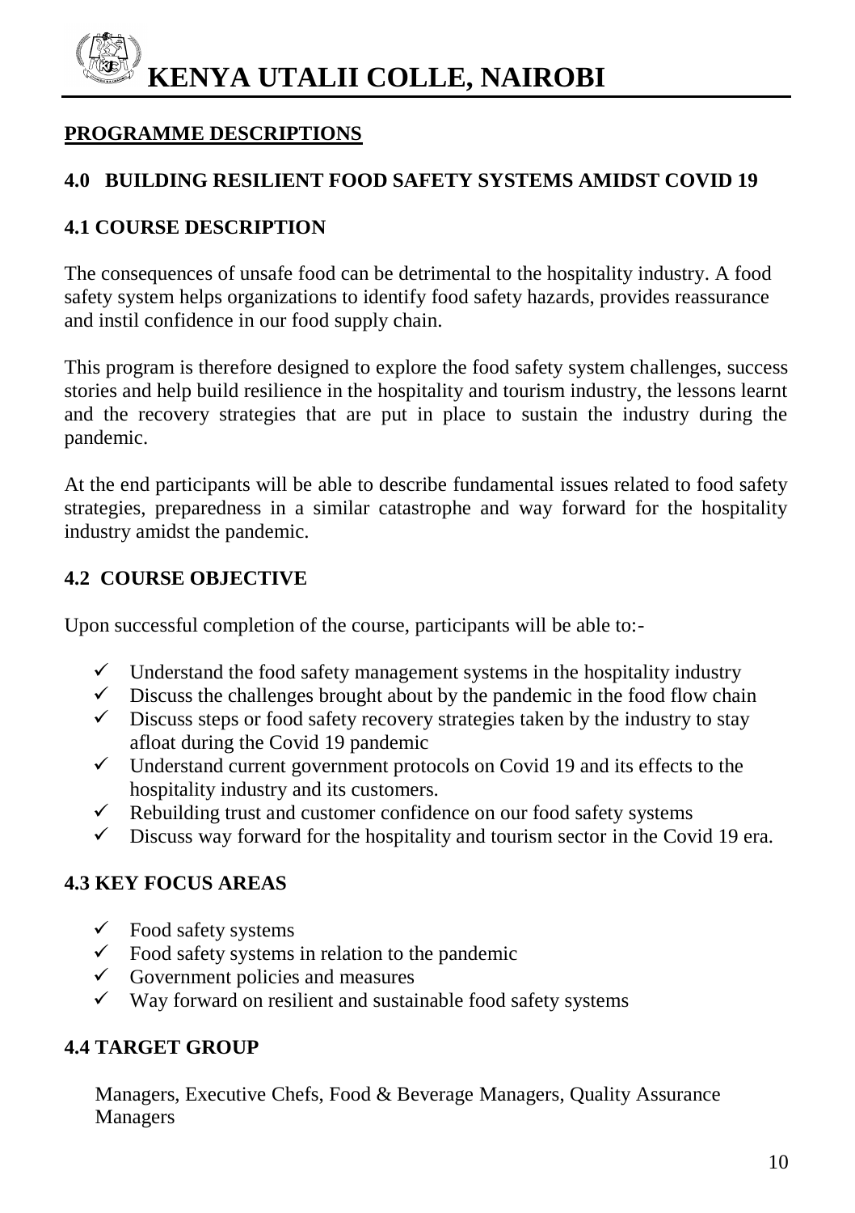# KENYA UTALII COLLE, NAIROBI

**PROGRAMME DESCRIPTIONS**

## 4.0 BUILDING RESILIENT FOOD SAFETY SYSTEMS AMIDST COVID 19

### 4.1 COURSE DESCRIPTION

The consequences of unsafe food can be detrimental to the hospitality industry. A food safety system helps organizations to identify food safety hazards, provides reassurance and instil confidence in our food supply chain.

This program is therefore designed to explore the food safety system challenges, success stories and help build resilience in the hospitality and tourism industry, the lessons learnt and the recovery strategies that are put in place to sustain the industry during the pandemic.

At the end participants will be able to describe fundamental issues related to food safety strategies, preparedness in a similar catastrophe and way forward for the hospitality industry amidst the pandemic.

### 4.2 COURSE OBJECTIVE

Upon successful completion of the course, participants will be able to:-

- ✓ Understand the food safety management systems in the hospitality industry
- ✓ Discuss the challenges brought about by the pandemic in the food flow chain
- ✓ Discuss steps or food safety recovery strategies taken by the industry to stay afloat during the Covid 19 pandemic
- ✓ Understand current government protocols on Covid 19 and its effects to the hospitality industry and its customers.
- ✓ Rebuilding trust and customer confidence on our food safety systems
- ✓ Discuss way forward for the hospitality and tourism sector in the Covid 19 era.

### 4.3 KEY FOCUS AREAS

- ✓ Food safety systems
- ✓ Food safety systems in relation to the pandemic
- ✓ Government policies and measures
- ✓ Way forward on resilient and sustainable food safety systems

### 4.4 TARGET GROUP

Managers, Executive Chefs, Food & Beverage Managers, Quality Assurance Managers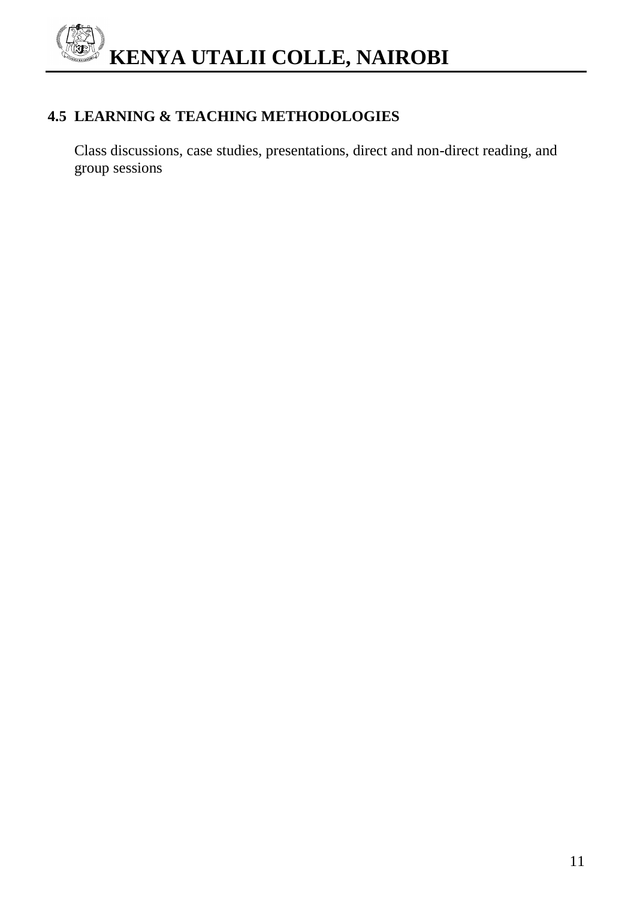## 4.5 LEARNING & TEACHING METHODOLOGIES

Class discussions, case studies, presentations, direct and non-direct reading, and group sessions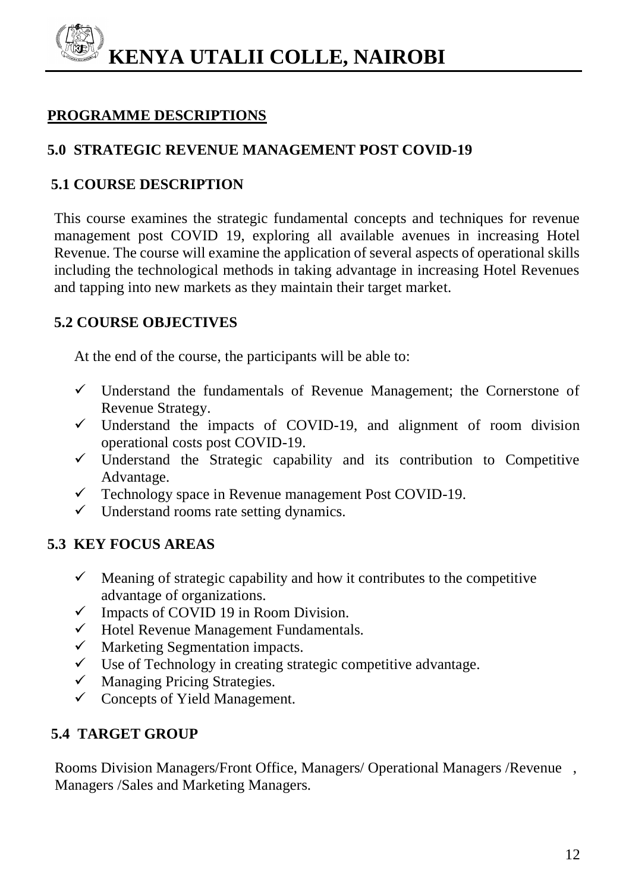# KENYA UTALII COLLE, NAIROBI

## PROGRAMME DESCRIPTIONS

### 5.0 STRATEGIC REVENUE MANAGEMENT POST COVID-19

### 5.1 COURSE DESCRIPTION

This course examines the strategic fundamental concepts and techniques for revenue management post COVID 19, exploring all available avenues in increasing Hotel Revenue. The course will examine the application of several aspects of operational skills including the technological methods in taking advantage in increasing Hotel Revenues and tapping into new markets as they maintain their target market.

### 5.2 COURSE OBJECTIVES

At the end of the course, the participants will be able to:

- ✓ Understand the fundamentals of Revenue Management; the Cornerstone of Revenue Strategy.
- ✓ Understand the impacts of COVID-19, and alignment of room division operational costs post COVID-19.
- ✓ Understand the Strategic capability and its contribution to Competitive Advantage.
- ✓ Technology space in Revenue management Post COVID-19.
- ✓ Understand rooms rate setting dynamics.

### 5.3 KEY FOCUS AREAS

- ✓ Meaning of strategic capability and how it contributes to the competitive advantage of organizations.
- ✓ Impacts of COVID 19 in Room Division.
- ✓ Hotel Revenue Management Fundamentals.
- ✓ Marketing Segmentation impacts.
- ✓ Use of Technology in creating strategic competitive advantage.
- ✓ Managing Pricing Strategies.
- ✓ Concepts of Yield Management.

### 5.4 TARGET GROUP

Rooms Division Managers/Front Office, Managers/ Operational Managers /Revenue , Managers /Sales and Marketing Managers.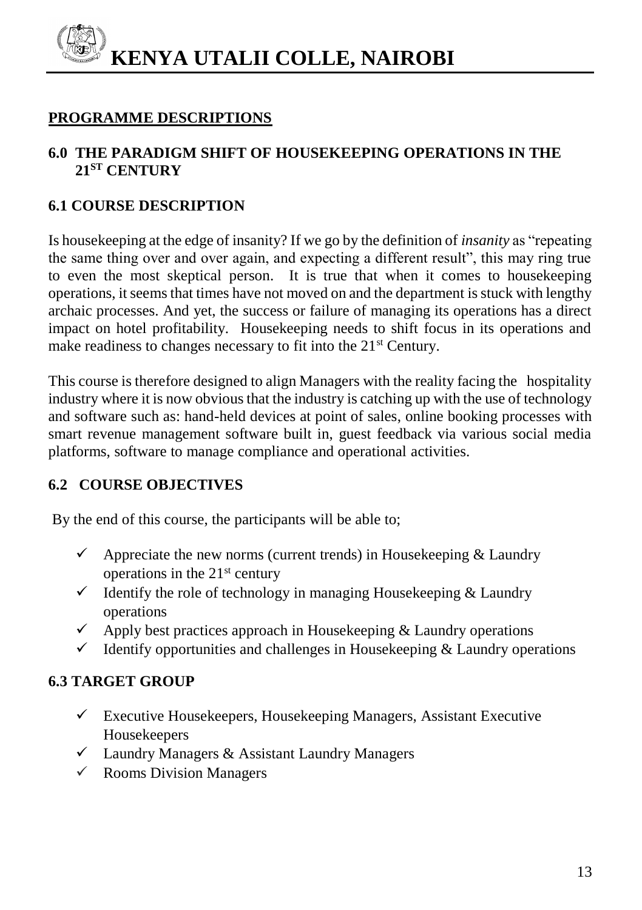## PROGRAMME DESCRIPTIONS

### 6.0 THE PARADIGM SHIFT OF HOUSEKEEPING OPERATIONS IN THE 21ST CENTURY

### 6.1 COURSE DESCRIPTION

Is housekeeping at the edge of insanity? If we go by the definition of *insanity* as "repeating the same thing over and over again, and expecting a different result", this may ring true to even the most skeptical person. It is true that when it comes to housekeeping operations, it seems that times have not moved on and the department is stuck with lengthy archaic processes. And yet, the success or failure of managing its operations has a direct impact on hotel profitability. Housekeeping needs to shift focus in its operations and make readiness to changes necessary to fit into the 21st Century.

This course is therefore designed to align Managers with the reality facing the hospitality industry where it is now obvious that the industry is catching up with the use of technology and software such as: hand-held devices at point of sales, online booking processes with smart revenue management software built in, guest feedback via various social media platforms, software to manage compliance and operational activities.

### 6.2 COURSE OBJECTIVES

By the end of this course, the participants will be able to;

- ✓ Appreciate the new norms (current trends) in Housekeeping & Laundry operations in the 21st century
- ✓ Identify the role of technology in managing Housekeeping & Laundry operations
- ✓ Apply best practices approach in Housekeeping & Laundry operations
- ✓ Identify opportunities and challenges in Housekeeping & Laundry operations

### 6.3 TARGET GROUP

- ✓ Executive Housekeepers, Housekeeping Managers, Assistant Executive Housekeepers
- ✓ Laundry Managers & Assistant Laundry Managers
- ✓ Rooms Division Managers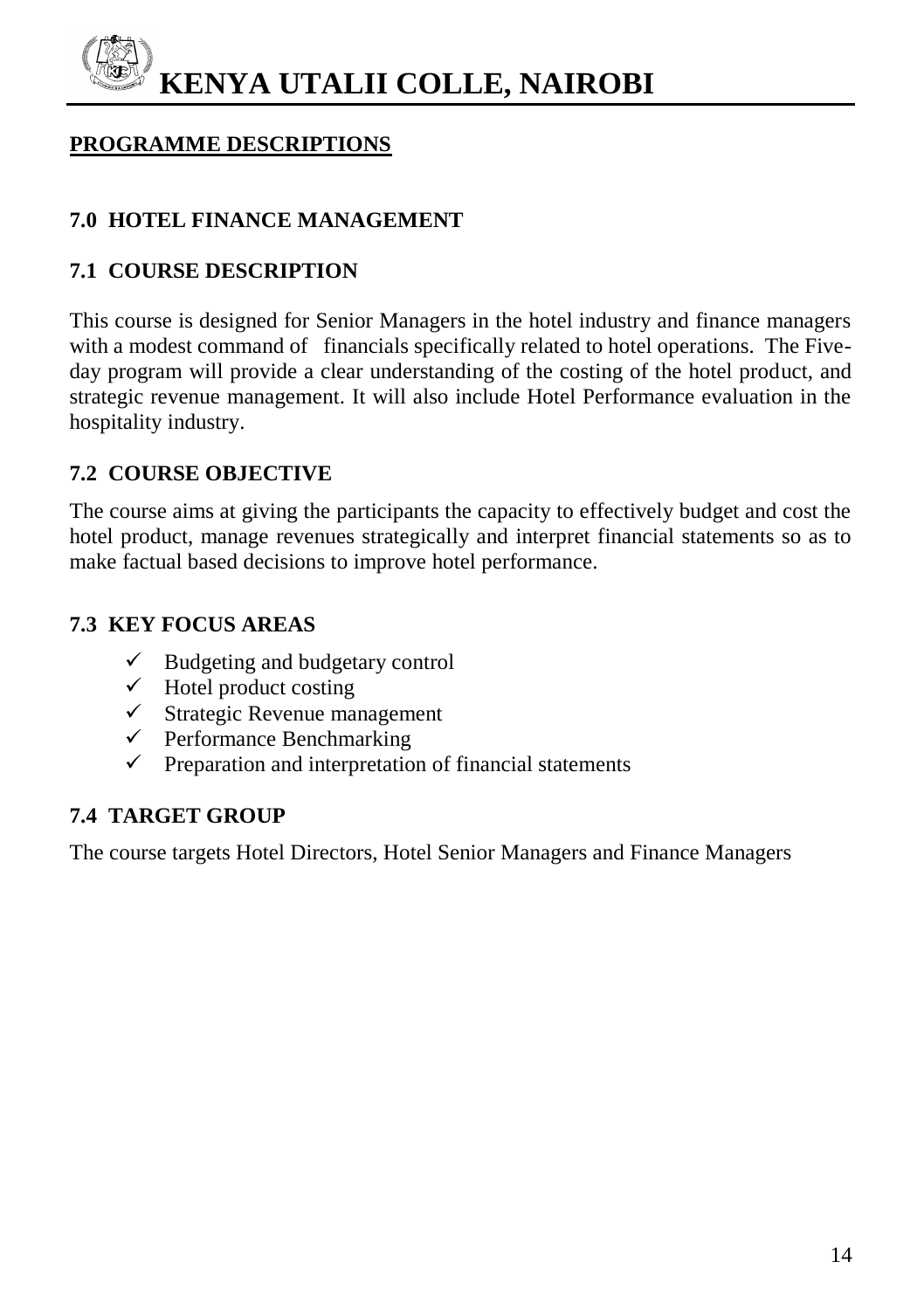**PROGRAMME DESCRIPTIONS**

## 7.0 HOTEL FINANCE MANAGEMENT

### 7.1 COURSE DESCRIPTION

This course is designed for Senior Managers in the hotel industry and finance managers with a modest command of financials specifically related to hotel operations. The Five-day program will provide a clear understanding of the costing of the hotel product, and strategic revenue management. It will also include Hotel Performance evaluation in the hospitality industry.

### 7.2 COURSE OBJECTIVE

The course aims at giving the participants the capacity to effectively budget and cost the hotel product, manage revenues strategically and interpret financial statements so as to make factual based decisions to improve hotel performance.

### 7.3 KEY FOCUS AREAS

- ✓ Budgeting and budgetary control
- ✓ Hotel product costing
- ✓ Strategic Revenue management
- ✓ Performance Benchmarking
- ✓ Preparation and interpretation of financial statements

### 7.4 TARGET GROUP

The course targets Hotel Directors, Hotel Senior Managers and Finance Managers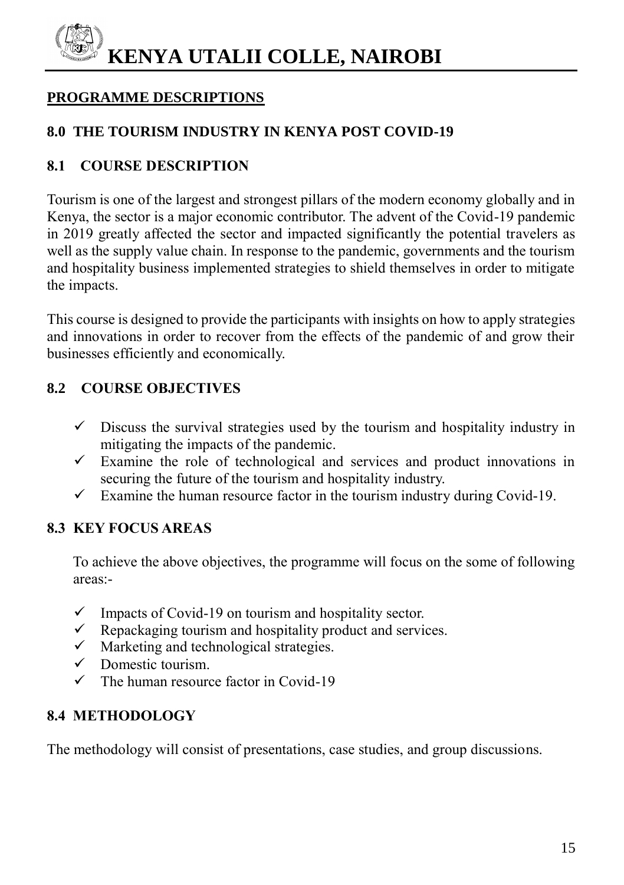# KENYA UTALII COLLE, NAIROBI

## PROGRAMME DESCRIPTIONS

### 8.0 THE TOURISM INDUSTRY IN KENYA POST COVID-19

### 8.1 COURSE DESCRIPTION

Tourism is one of the largest and strongest pillars of the modern economy globally and in Kenya, the sector is a major economic contributor. The advent of the Covid-19 pandemic in 2019 greatly affected the sector and impacted significantly the potential travelers as well as the supply value chain. In response to the pandemic, governments and the tourism and hospitality business implemented strategies to shield themselves in order to mitigate the impacts.

This course is designed to provide the participants with insights on how to apply strategies and innovations in order to recover from the effects of the pandemic of and grow their businesses efficiently and economically.

### 8.2 COURSE OBJECTIVES

- ✓ Discuss the survival strategies used by the tourism and hospitality industry in mitigating the impacts of the pandemic.
- ✓ Examine the role of technological and services and product innovations in securing the future of the tourism and hospitality industry.
- ✓ Examine the human resource factor in the tourism industry during Covid-19.

### 8.3 KEY FOCUS AREAS

To achieve the above objectives, the programme will focus on the some of following areas:-

- ✓ Impacts of Covid-19 on tourism and hospitality sector.
- ✓ Repackaging tourism and hospitality product and services.
- ✓ Marketing and technological strategies.
- ✓ Domestic tourism.
- ✓ The human resource factor in Covid-19

### 8.4 METHODOLOGY

The methodology will consist of presentations, case studies, and group discussions.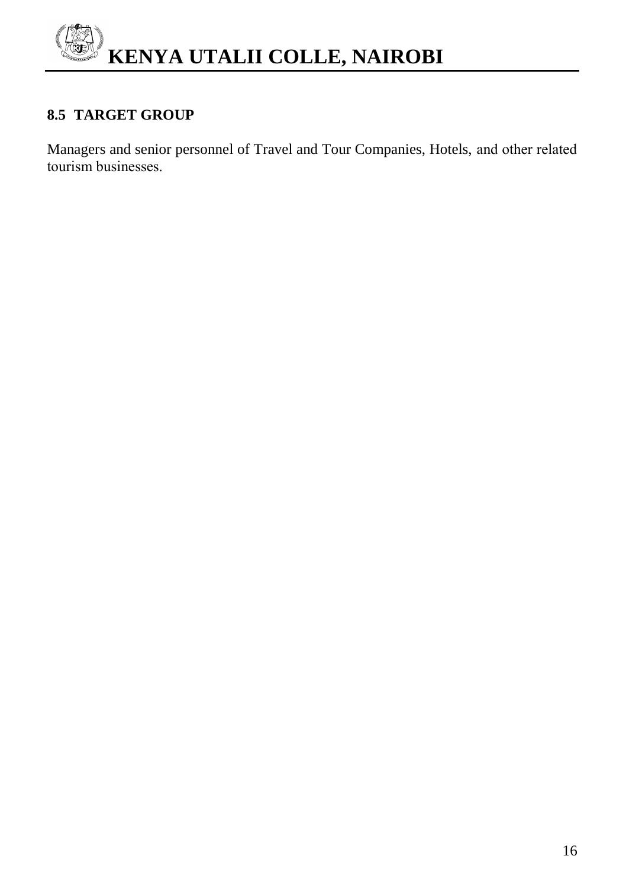## 8.5 TARGET GROUP

Managers and senior personnel of Travel and Tour Companies, Hotels, and other related tourism businesses.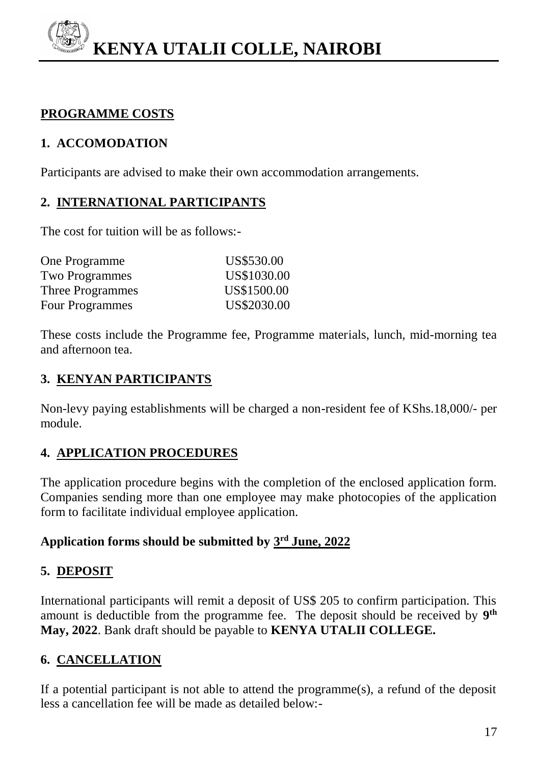# KENYA UTALII COLLE, NAIROBI

## PROGRAMME COSTS

### 1. ACCOMODATION

Participants are advised to make their own accommodation arrangements.

### 2. INTERNATIONAL PARTICIPANTS

The cost for tuition will be as follows:-

| | |
|---|---|
| One Programme | US$530.00 |
| Two Programmes | US$1030.00 |
| Three Programmes | US$1500.00 |
| Four Programmes | US$2030.00 |

These costs include the Programme fee, Programme materials, lunch, mid-morning tea and afternoon tea.

### 3. KENYAN PARTICIPANTS

Non-levy paying establishments will be charged a non-resident fee of KShs.18,000/- per module.

### 4. APPLICATION PROCEDURES

The application procedure begins with the completion of the enclosed application form. Companies sending more than one employee may make photocopies of the application form to facilitate individual employee application.

**Application forms should be submitted by 3rd June, 2022**

### 5. DEPOSIT

International participants will remit a deposit of US$ 205 to confirm participation. This amount is deductible from the programme fee. The deposit should be received by **9th May, 2022**. Bank draft should be payable to **KENYA UTALII COLLEGE.**

### 6. CANCELLATION

If a potential participant is not able to attend the programme(s), a refund of the deposit less a cancellation fee will be made as detailed below:-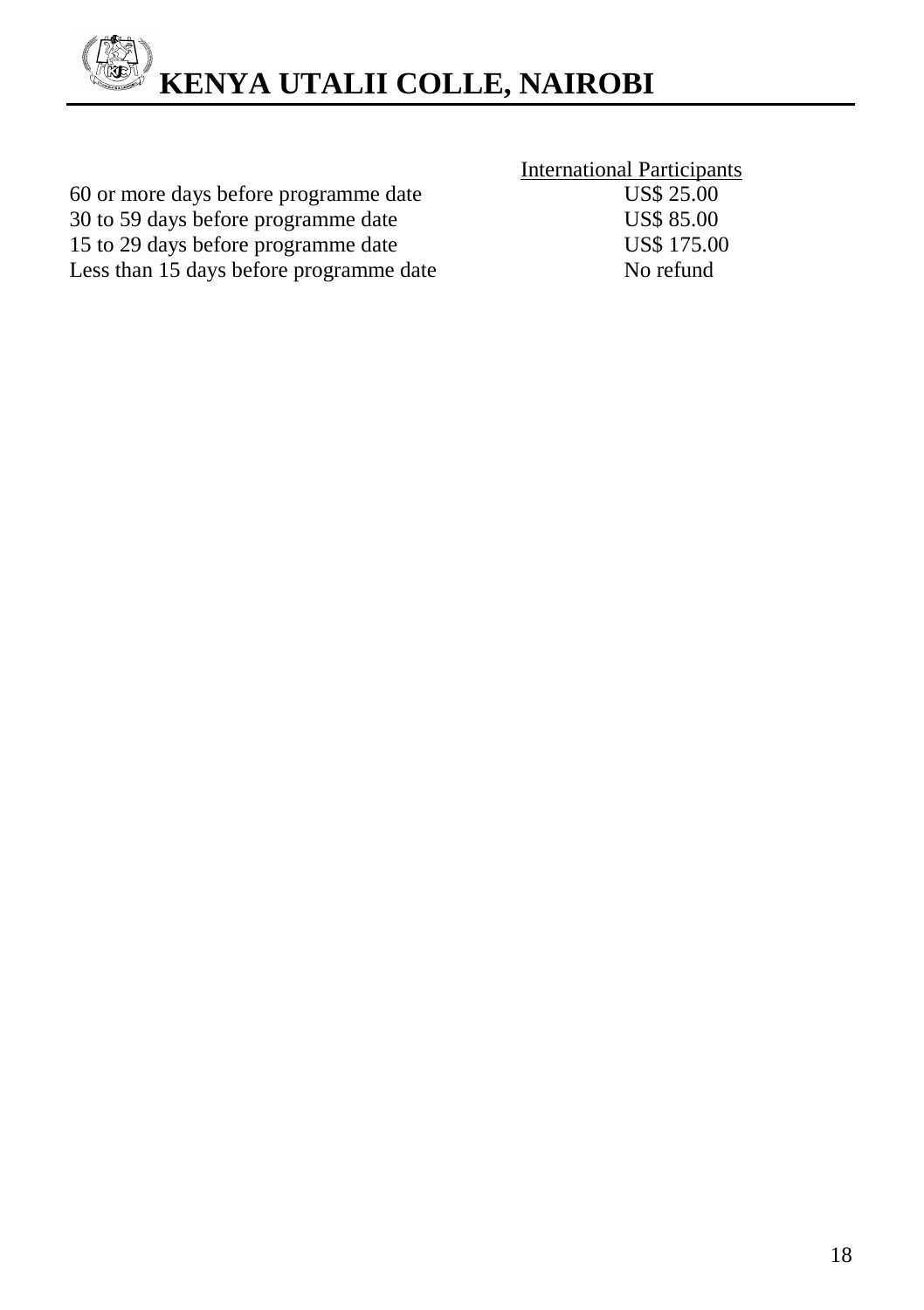| | International Participants |
|---|---|
| 60 or more days before programme date | US$ 25.00 |
| 30 to 59 days before programme date | US$ 85.00 |
| 15 to 29 days before programme date | US$ 175.00 |
| Less than 15 days before programme date | No refund |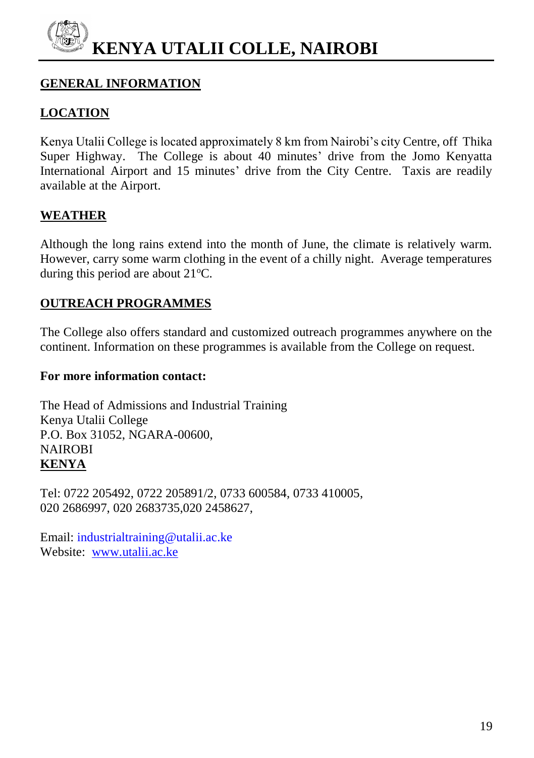# KENYA UTALII COLLE, NAIROBI

## GENERAL INFORMATION

### LOCATION

Kenya Utalii College is located approximately 8 km from Nairobi's city Centre, off Thika Super Highway. The College is about 40 minutes' drive from the Jomo Kenyatta International Airport and 15 minutes' drive from the City Centre. Taxis are readily available at the Airport.

### WEATHER

Although the long rains extend into the month of June, the climate is relatively warm. However, carry some warm clothing in the event of a chilly night. Average temperatures during this period are about 21°C.

### OUTREACH PROGRAMMES

The College also offers standard and customized outreach programmes anywhere on the continent. Information on these programmes is available from the College on request.

**For more information contact:**

The Head of Admissions and Industrial Training
Kenya Utalii College
P.O. Box 31052, NGARA-00600,
NAIROBI
**KENYA**

Tel: 0722 205492, 0722 205891/2, 0733 600584, 0733 410005,
020 2686997, 020 2683735,020 2458627,

Email: industrialtraining@utalii.ac.ke
Website: www.utalii.ac.ke